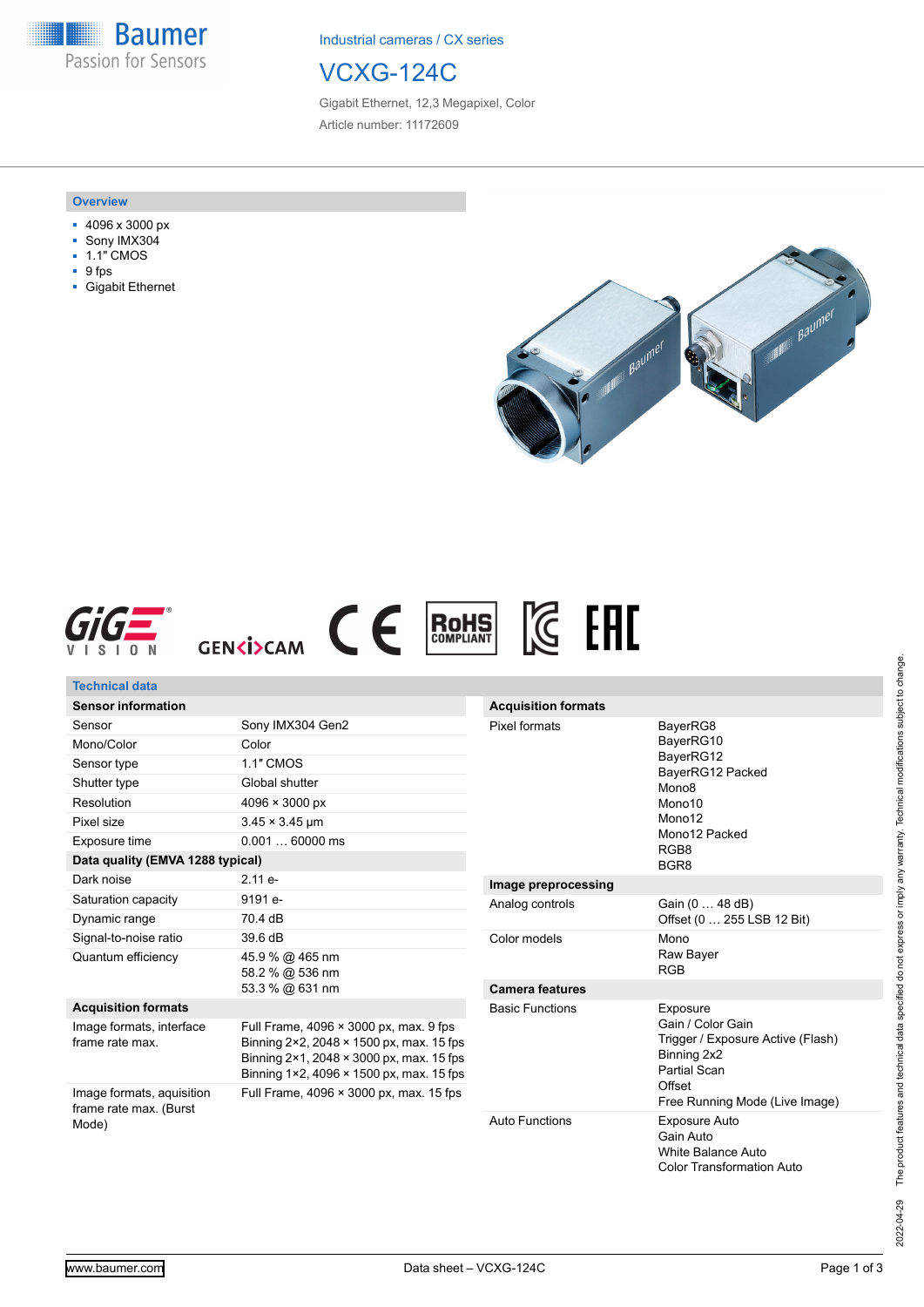Industrial cameras / CX series

# VCXG-124C

Gigabit Ethernet, 12,3 Megapixel, Color

Article number: 11172609

## Overview

- 4096 x 3000 px
- Sony IMX304
- 1.1" CMOS
- 9 fps
- Gigabit Ethernet

## Technical data

| Sensor information | |
|---|---|
| Sensor | Sony IMX304 Gen2 |
| Mono/Color | Color |
| Sensor type | 1.1" CMOS |
| Shutter type | Global shutter |
| Resolution | 4096 × 3000 px |
| Pixel size | 3.45 × 3.45 µm |
| Exposure time | 0.001 … 60000 ms |
| **Data quality (EMVA 1288 typical)** | |
| Dark noise | 2.11 e- |
| Saturation capacity | 9191 e- |
| Dynamic range | 70.4 dB |
| Signal-to-noise ratio | 39.6 dB |
| Quantum efficiency | 45.9 % @ 465 nm<br>58.2 % @ 536 nm<br>53.3 % @ 631 nm |
| **Acquisition formats** | |
| Image formats, interface frame rate max. | Full Frame, 4096 × 3000 px, max. 9 fps<br>Binning 2×2, 2048 × 1500 px, max. 15 fps<br>Binning 2×1, 2048 × 3000 px, max. 15 fps<br>Binning 1×2, 4096 × 1500 px, max. 15 fps |
| Image formats, auisition frame rate max. (Burst Mode) | Full Frame, 4096 × 3000 px, max. 15 fps |

| Acquisition formats | |
|---|---|
| Pixel formats | BayerRG8<br>BayerRG10<br>BayerRG12<br>BayerRG12 Packed<br>Mono8<br>Mono10<br>Mono12<br>Mono12 Packed<br>RGB8<br>BGR8 |
| **Image preprocessing** | |
| Analog controls | Gain (0 … 48 dB)<br>Offset (0 … 255 LSB 12 Bit) |
| Color models | Mono<br>Raw Bayer<br>RGB |
| **Camera features** | |
| Basic Functions | Exposure<br>Gain / Color Gain<br>Trigger / Exposure Active (Flash)<br>Binning 2x2<br>Partial Scan<br>Offset<br>Free Running Mode (Live Image) |
| Auto Functions | Exposure Auto<br>Gain Auto<br>White Balance Auto<br>Color Transformation Auto |

2022-04-29 The product features and technical data specified do not express or imply any warranty. Technical modifications subject to change.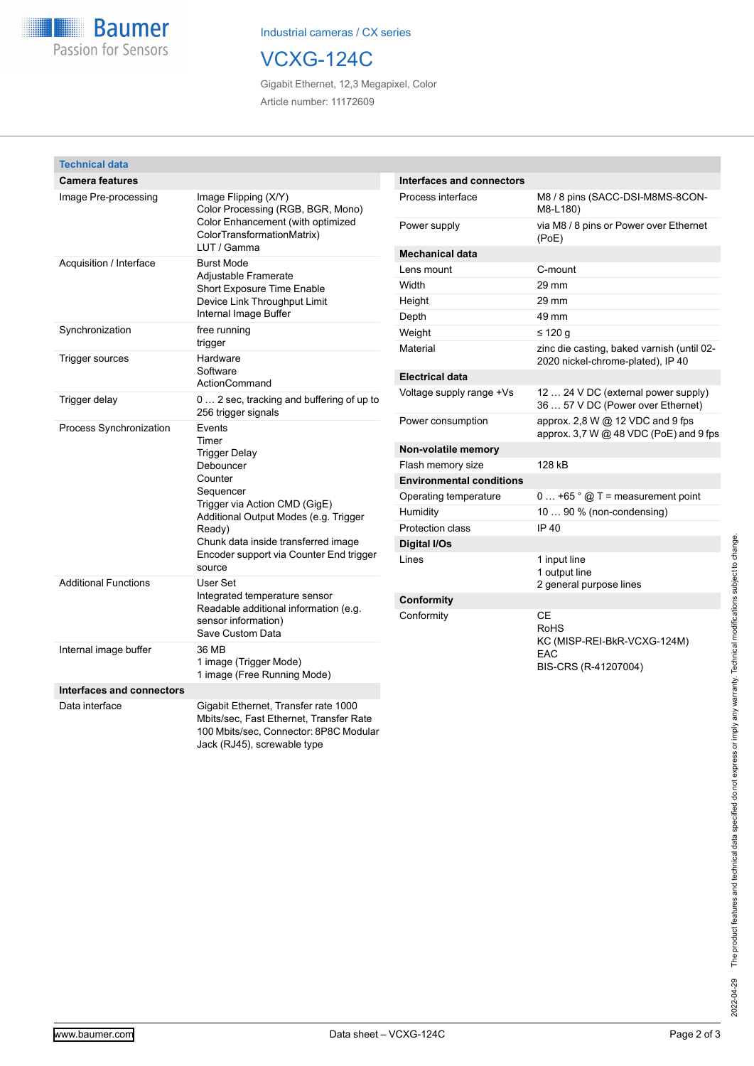Industrial cameras / CX series

# VCXG-124C

Gigabit Ethernet, 12,3 Megapixel, Color

Article number: 11172609

## Technical data

| Camera features | |
|---|---|
| Image Pre-processing | Image Flipping (X/Y)<br>Color Processing (RGB, BGR, Mono)<br>Color Enhancement (with optimized ColorTransformationMatrix)<br>LUT / Gamma |
| Acquisition / Interface | Burst Mode<br>Adjustable Framerate<br>Short Exposure Time Enable<br>Device Link Throughput Limit<br>Internal Image Buffer |
| Synchronization | free running<br>trigger |
| Trigger sources | Hardware<br>Software<br>ActionCommand |
| Trigger delay | 0 … 2 sec, tracking and buffering of up to 256 trigger signals |
| Process Synchronization | Events<br>Timer<br>Trigger Delay<br>Debouncer<br>Counter<br>Sequencer<br>Trigger via Action CMD (GigE)<br>Additional Output Modes (e.g. Trigger Ready)<br>Chunk data inside transferred image<br>Encoder support via Counter End trigger source |
| Additional Functions | User Set<br>Integrated temperature sensor<br>Readable additional information (e.g. sensor information)<br>Save Custom Data |
| Internal image buffer | 36 MB<br>1 image (Trigger Mode)<br>1 image (Free Running Mode) |

| Interfaces and connectors | |
|---|---|
| Data interface | Gigabit Ethernet, Transfer rate 1000 Mbits/sec, Fast Ethernet, Transfer Rate 100 Mbits/sec, Connector: 8P8C Modular Jack (RJ45), screwable type |
| Process interface | M8 / 8 pins (SACC-DSI-M8MS-8CON-M8-L180) |
| Power supply | via M8 / 8 pins or Power over Ethernet (PoE) |

| Mechanical data | |
|---|---|
| Lens mount | C-mount |
| Width | 29 mm |
| Height | 29 mm |
| Depth | 49 mm |
| Weight | ≤ 120 g |
| Material | zinc die casting, baked varnish (until 02-2020 nickel-chrome-plated), IP 40 |

| Electrical data | |
|---|---|
| Voltage supply range +Vs | 12 … 24 V DC (external power supply)<br>36 … 57 V DC (Power over Ethernet) |
| Power consumption | approx. 2,8 W @ 12 VDC and 9 fps<br>approx. 3,7 W @ 48 VDC (PoE) and 9 fps |

| Non-volatile memory | |
|---|---|
| Flash memory size | 128 kB |

| Environmental conditions | |
|---|---|
| Operating temperature | 0 … +65 ° @ T = measurement point |
| Humidity | 10 … 90 % (non-condensing) |
| Protection class | IP 40 |

| Digital I/Os | |
|---|---|
| Lines | 1 input line<br>1 output line<br>2 general purpose lines |

| Conformity | |
|---|---|
| Conformity | CE<br>RoHS<br>KC (MISP-REI-BkR-VCXG-124M)<br>EAC<br>BIS-CRS (R-41207004) |

The product features and technical data specified do not express or imply any warranty. Technical modifications subject to change.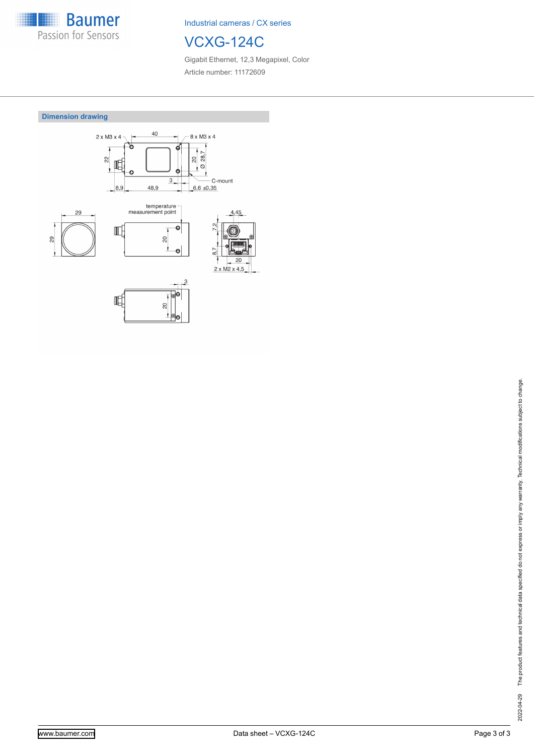Industrial cameras / CX series

# VCXG-124C

Gigabit Ethernet, 12,3 Megapixel, Color

Article number: 11172609

## Dimension drawing

2 x M3 x 4

40

8 x M3 x 4

22

20

Ø 28,7

3

C-mount

8,9

48,9

6,6 ±0,35

29

29

temperature measurement point

20

4,45

7,2

8,7

20

2 x M2 x 4,5

3

20

2022-04-29 The product features and technical data specified do not express or imply any warranty. Technical modifications subject to change.

www.baumer.com

Data sheet – VCXG-124C